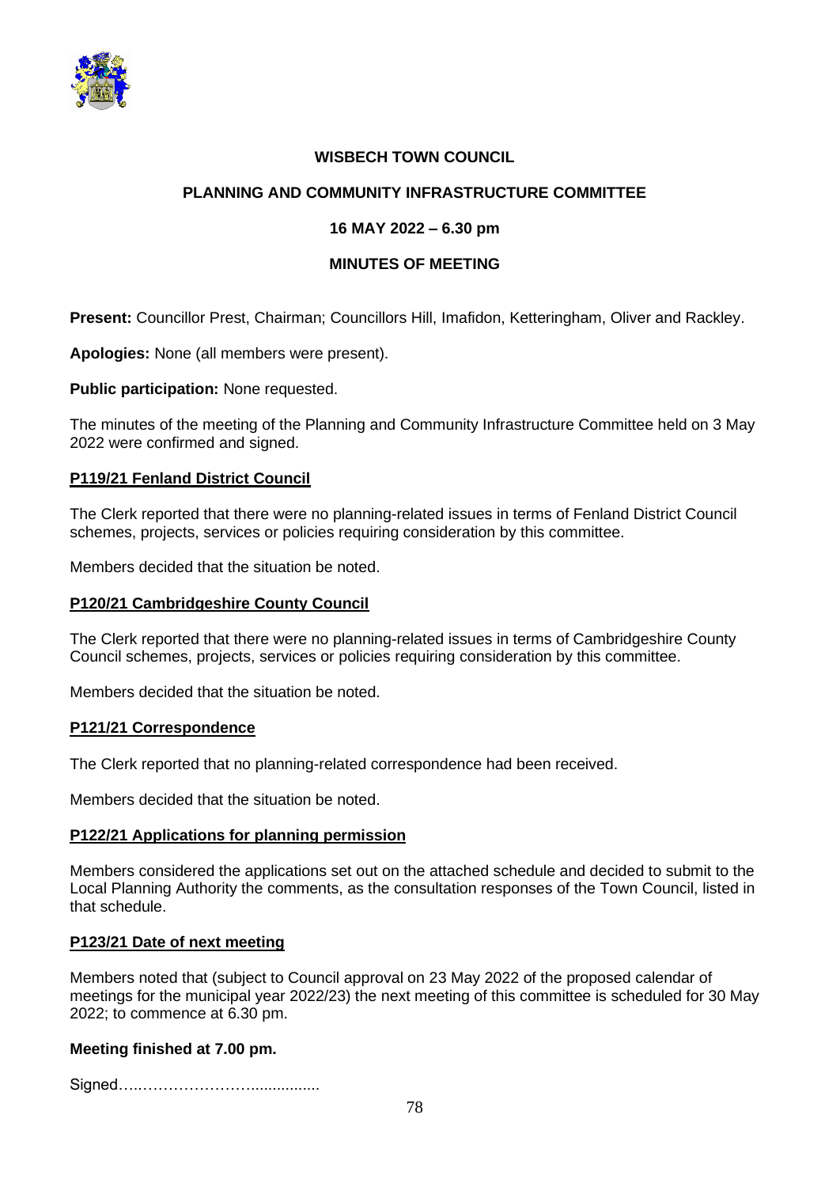# WISBECH TOWN COUNCIL

## PLANNING AND COMMUNITY INFRASTRUCTURE COMMITTEE

### 16 MAY 2022 – 6.30 pm

### MINUTES OF MEETING

**Present:** Councillor Prest, Chairman; Councillors Hill, Imafidon, Ketteringham, Oliver and Rackley.

**Apologies:** None (all members were present).

**Public participation:** None requested.

The minutes of the meeting of the Planning and Community Infrastructure Committee held on 3 May 2022 were confirmed and signed.

**P119/21 Fenland District Council**

The Clerk reported that there were no planning-related issues in terms of Fenland District Council schemes, projects, services or policies requiring consideration by this committee.

Members decided that the situation be noted.

**P120/21 Cambridgeshire County Council**

The Clerk reported that there were no planning-related issues in terms of Cambridgeshire County Council schemes, projects, services or policies requiring consideration by this committee.

Members decided that the situation be noted.

**P121/21 Correspondence**

The Clerk reported that no planning-related correspondence had been received.

Members decided that the situation be noted.

**P122/21 Applications for planning permission**

Members considered the applications set out on the attached schedule and decided to submit to the Local Planning Authority the comments, as the consultation responses of the Town Council, listed in that schedule.

**P123/21 Date of next meeting**

Members noted that (subject to Council approval on 23 May 2022 of the proposed calendar of meetings for the municipal year 2022/23) the next meeting of this committee is scheduled for 30 May 2022; to commence at 6.30 pm.

**Meeting finished at 7.00 pm.**

Signed…..…………………................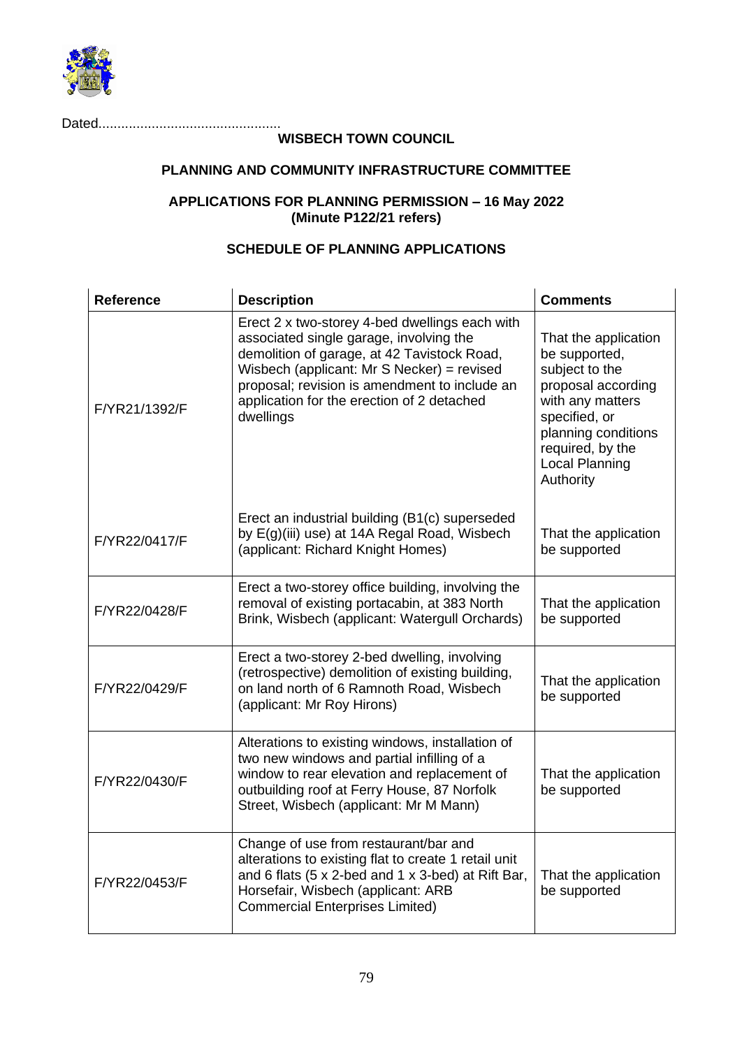Dated................................................

**WISBECH TOWN COUNCIL**

**PLANNING AND COMMUNITY INFRASTRUCTURE COMMITTEE**

**APPLICATIONS FOR PLANNING PERMISSION – 16 May 2022**
**(Minute P122/21 refers)**

**SCHEDULE OF PLANNING APPLICATIONS**

| Reference | Description | Comments |
|---|---|---|
| F/YR21/1392/F | Erect 2 x two-storey 4-bed dwellings each with associated single garage, involving the demolition of garage, at 42 Tavistock Road, Wisbech (applicant: Mr S Necker) = revised proposal; revision is amendment to include an application for the erection of 2 detached dwellings | That the application be supported, subject to the proposal according with any matters specified, or planning conditions required, by the Local Planning Authority |
| F/YR22/0417/F | Erect an industrial building (B1(c) superseded by E(g)(iii) use) at 14A Regal Road, Wisbech (applicant: Richard Knight Homes) | That the application be supported |
| F/YR22/0428/F | Erect a two-storey office building, involving the removal of existing portacabin, at 383 North Brink, Wisbech (applicant: Watergull Orchards) | That the application be supported |
| F/YR22/0429/F | Erect a two-storey 2-bed dwelling, involving (retrospective) demolition of existing building, on land north of 6 Ramnoth Road, Wisbech (applicant: Mr Roy Hirons) | That the application be supported |
| F/YR22/0430/F | Alterations to existing windows, installation of two new windows and partial infilling of a window to rear elevation and replacement of outbuilding roof at Ferry House, 87 Norfolk Street, Wisbech (applicant: Mr M Mann) | That the application be supported |
| F/YR22/0453/F | Change of use from restaurant/bar and alterations to existing flat to create 1 retail unit and 6 flats (5 x 2-bed and 1 x 3-bed) at Rift Bar, Horsefair, Wisbech (applicant: ARB Commercial Enterprises Limited) | That the application be supported |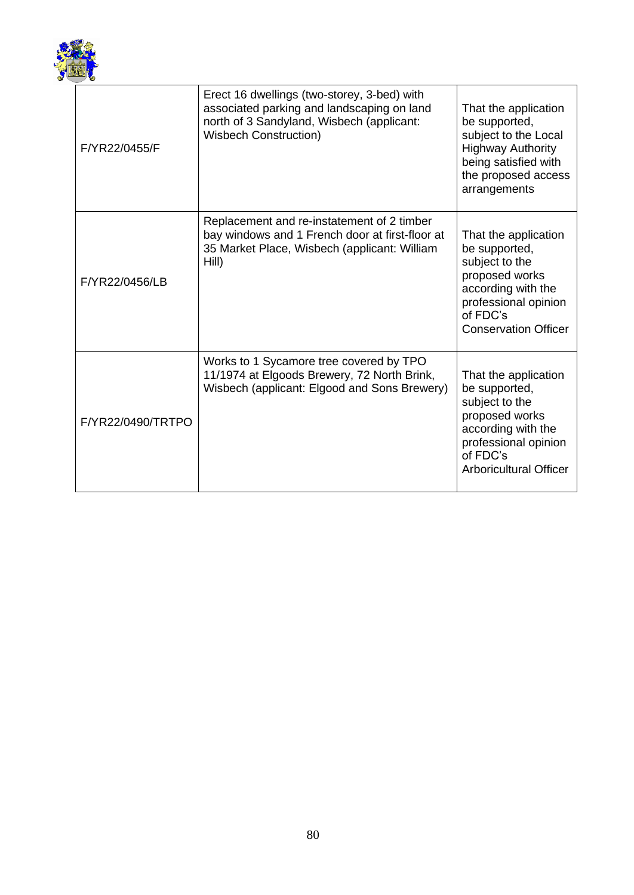| | | |
|---|---|---|
| F/YR22/0455/F | Erect 16 dwellings (two-storey, 3-bed) with associated parking and landscaping on land north of 3 Sandyland, Wisbech (applicant: Wisbech Construction) | That the application be supported, subject to the Local Highway Authority being satisfied with the proposed access arrangements |
| F/YR22/0456/LB | Replacement and re-instatement of 2 timber bay windows and 1 French door at first-floor at 35 Market Place, Wisbech (applicant: William Hill) | That the application be supported, subject to the proposed works according with the professional opinion of FDC's Conservation Officer |
| F/YR22/0490/TRTPO | Works to 1 Sycamore tree covered by TPO 11/1974 at Elgoods Brewery, 72 North Brink, Wisbech (applicant: Elgood and Sons Brewery) | That the application be supported, subject to the proposed works according with the professional opinion of FDC's Arboricultural Officer |